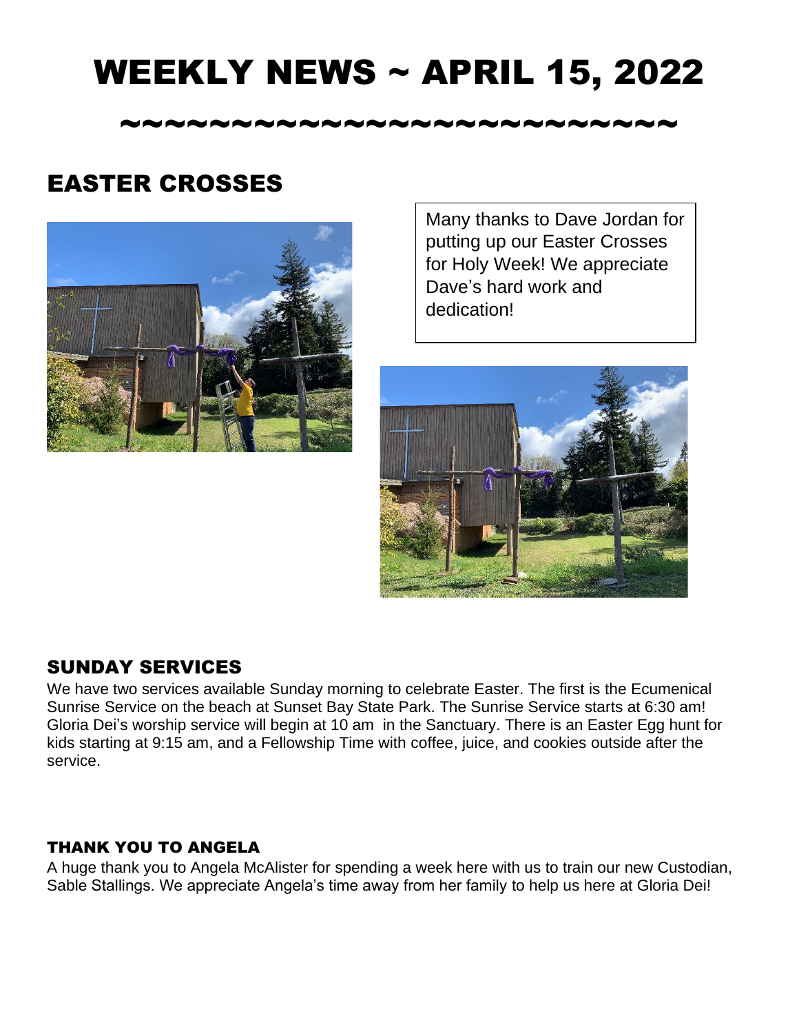# WEEKLY NEWS ~ APRIL 15, 2022

~~~~~~~~~~~~~~~~~~~~~~~~~

## EASTER CROSSES

Many thanks to Dave Jordan for putting up our Easter Crosses for Holy Week! We appreciate Dave's hard work and dedication!

### SUNDAY SERVICES

We have two services available Sunday morning to celebrate Easter. The first is the Ecumenical Sunrise Service on the beach at Sunset Bay State Park. The Sunrise Service starts at 6:30 am! Gloria Dei's worship service will begin at 10 am in the Sanctuary. There is an Easter Egg hunt for kids starting at 9:15 am, and a Fellowship Time with coffee, juice, and cookies outside after the service.

#### THANK YOU TO ANGELA

A huge thank you to Angela McAlister for spending a week here with us to train our new Custodian, Sable Stallings. We appreciate Angela's time away from her family to help us here at Gloria Dei!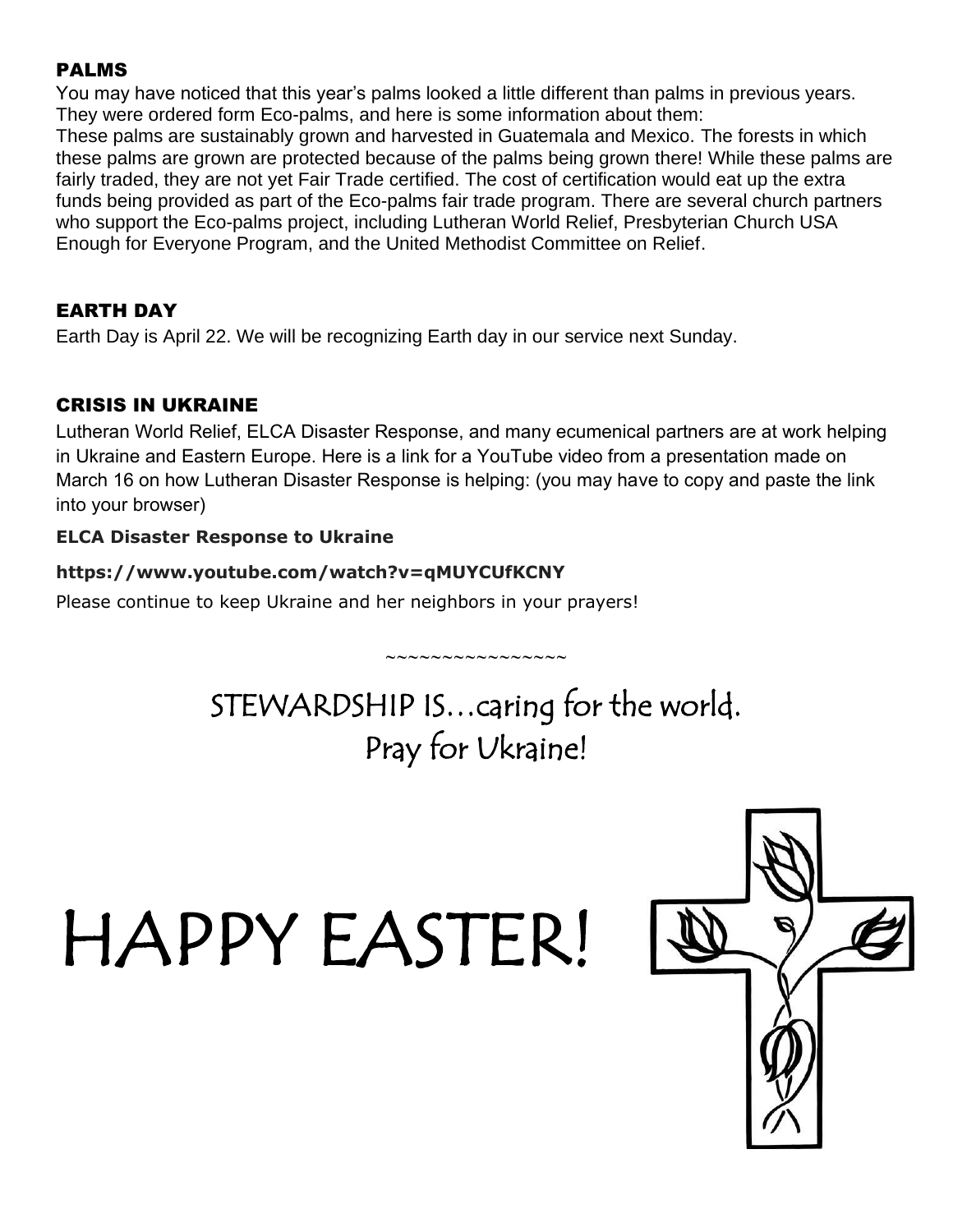## PALMS

You may have noticed that this year's palms looked a little different than palms in previous years. They were ordered form Eco-palms, and here is some information about them:

These palms are sustainably grown and harvested in Guatemala and Mexico. The forests in which these palms are grown are protected because of the palms being grown there! While these palms are fairly traded, they are not yet Fair Trade certified. The cost of certification would eat up the extra funds being provided as part of the Eco-palms fair trade program. There are several church partners who support the Eco-palms project, including Lutheran World Relief, Presbyterian Church USA Enough for Everyone Program, and the United Methodist Committee on Relief.

## EARTH DAY

Earth Day is April 22. We will be recognizing Earth day in our service next Sunday.

## CRISIS IN UKRAINE

Lutheran World Relief, ELCA Disaster Response, and many ecumenical partners are at work helping in Ukraine and Eastern Europe. Here is a link for a YouTube video from a presentation made on March 16 on how Lutheran Disaster Response is helping: (you may have to copy and paste the link into your browser)

**ELCA Disaster Response to Ukraine**

**https://www.youtube.com/watch?v=qMUYCUfKCNY**

Please continue to keep Ukraine and her neighbors in your prayers!

~~~~~~~~~~~~~~~~

STEWARDSHIP IS…caring for the world.
Pray for Ukraine!

# HAPPY EASTER!